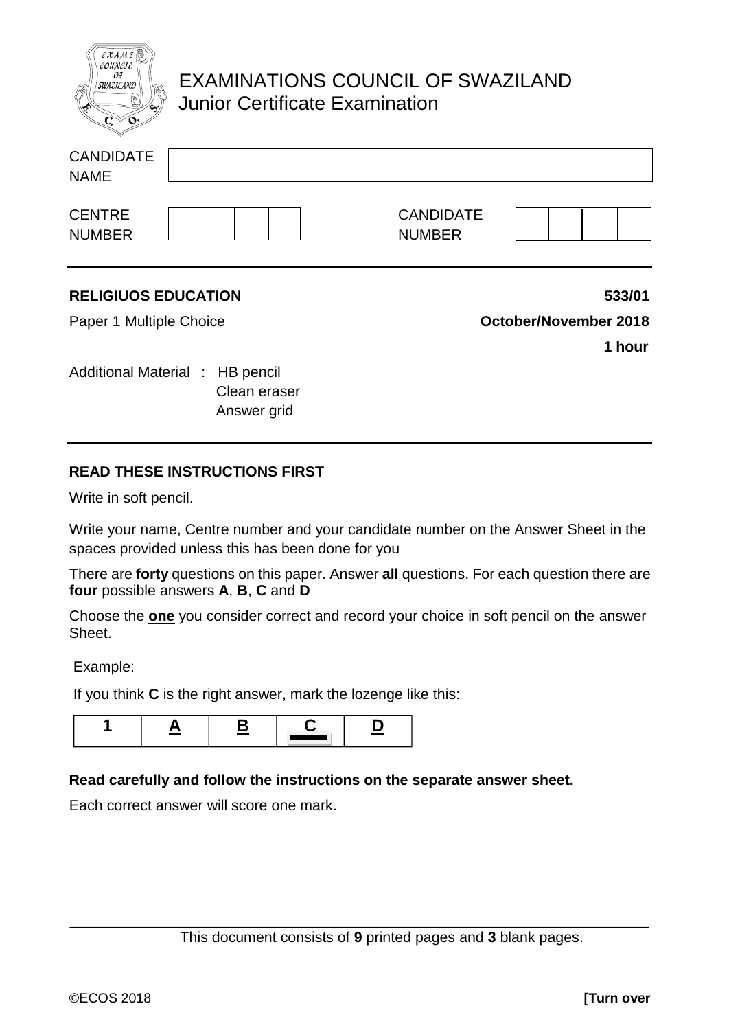# EXAMINATIONS COUNCIL OF SWAZILAND
## Junior Certificate Examination

| CANDIDATE NAME | |
|---|---|

| CENTRE NUMBER | | | | | CANDIDATE NUMBER | | | | |
|---|---|---|---|---|---|---|---|---|---|

**RELIGIUOS EDUCATION** **533/01**

Paper 1 Multiple Choice **October/November 2018**

**1 hour**

Additional Material : HB pencil
Clean eraser
Answer grid

---

**READ THESE INSTRUCTIONS FIRST**

Write in soft pencil.

Write your name, Centre number and your candidate number on the Answer Sheet in the spaces provided unless this has been done for you

There are **forty** questions on this paper. Answer **all** questions. For each question there are **four** possible answers **A**, **B**, **C** and **D**

Choose the **one** you consider correct and record your choice in soft pencil on the answer Sheet.

Example:

If you think **C** is the right answer, mark the lozenge like this:

| 1 | A | B | C | D |
|---|---|---|---|---|
| | | | ▬ | |

**Read carefully and follow the instructions on the separate answer sheet.**

Each correct answer will score one mark.

This document consists of **9** printed pages and **3** blank pages.

©ECOS 2018 **[Turn over**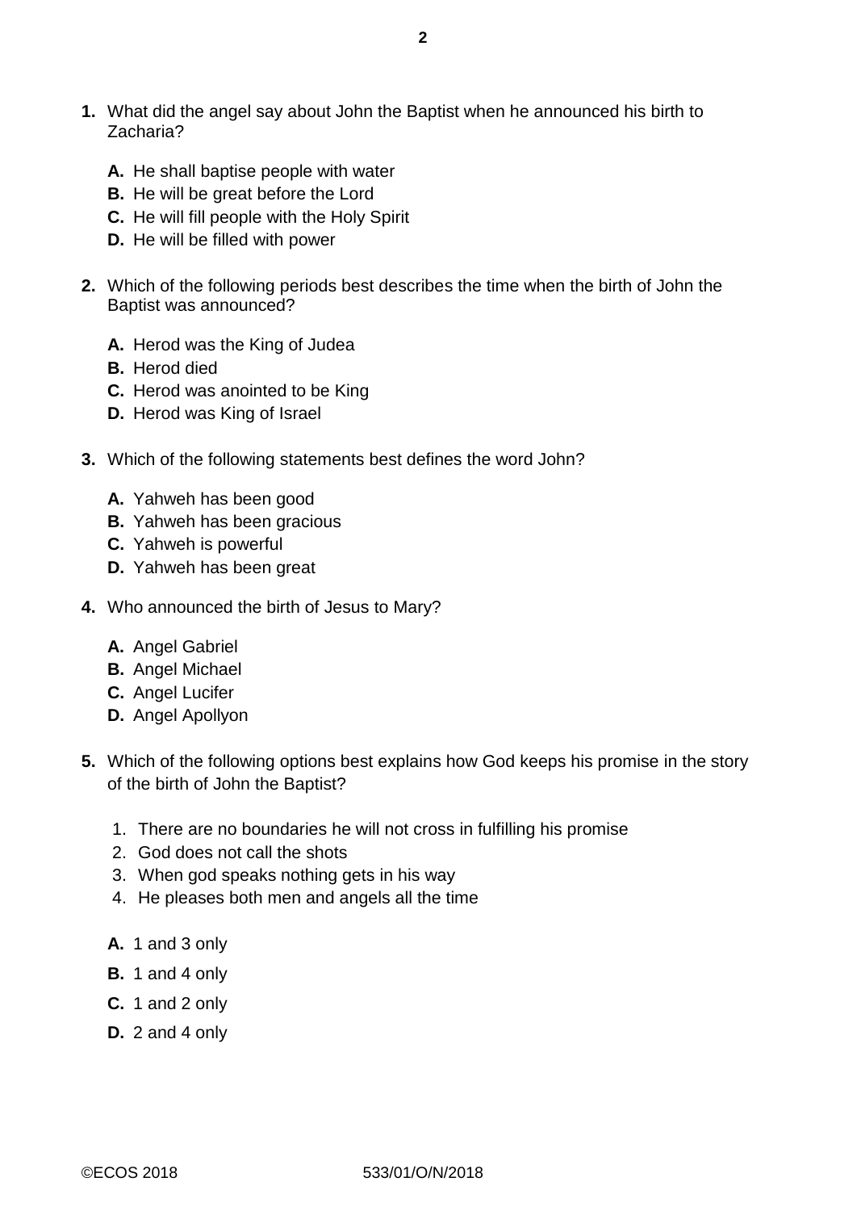**1.** What did the angel say about John the Baptist when he announced his birth to Zacharia?

**A.** He shall baptise people with water
**B.** He will be great before the Lord
**C.** He will fill people with the Holy Spirit
**D.** He will be filled with power

**2.** Which of the following periods best describes the time when the birth of John the Baptist was announced?

**A.** Herod was the King of Judea
**B.** Herod died
**C.** Herod was anointed to be King
**D.** Herod was King of Israel

**3.** Which of the following statements best defines the word John?

**A.** Yahweh has been good
**B.** Yahweh has been gracious
**C.** Yahweh is powerful
**D.** Yahweh has been great

**4.** Who announced the birth of Jesus to Mary?

**A.** Angel Gabriel
**B.** Angel Michael
**C.** Angel Lucifer
**D.** Angel Apollyon

**5.** Which of the following options best explains how God keeps his promise in the story of the birth of John the Baptist?

1. There are no boundaries he will not cross in fulfilling his promise
2. God does not call the shots
3. When god speaks nothing gets in his way
4. He pleases both men and angels all the time

**A.** 1 and 3 only

**B.** 1 and 4 only

**C.** 1 and 2 only

**D.** 2 and 4 only

©ECOS 2018 533/01/O/N/2018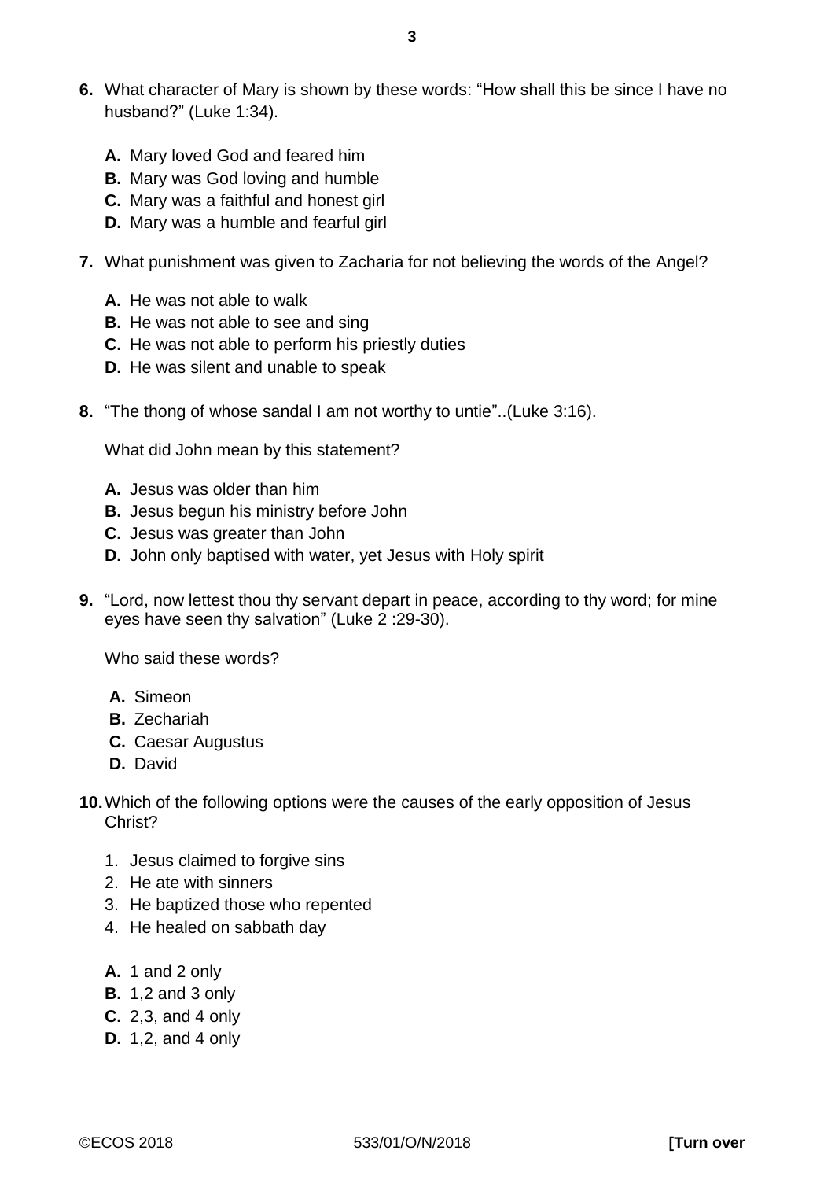**6.** What character of Mary is shown by these words: "How shall this be since I have no husband?" (Luke 1:34).

**A.** Mary loved God and feared him
**B.** Mary was God loving and humble
**C.** Mary was a faithful and honest girl
**D.** Mary was a humble and fearful girl

**7.** What punishment was given to Zacharia for not believing the words of the Angel?

**A.** He was not able to walk
**B.** He was not able to see and sing
**C.** He was not able to perform his priestly duties
**D.** He was silent and unable to speak

**8.** "The thong of whose sandal I am not worthy to untie"..(Luke 3:16).

What did John mean by this statement?

**A.** Jesus was older than him
**B.** Jesus begun his ministry before John
**C.** Jesus was greater than John
**D.** John only baptised with water, yet Jesus with Holy spirit

**9.** "Lord, now lettest thou thy servant depart in peace, according to thy word; for mine eyes have seen thy salvation" (Luke 2 :29-30).

Who said these words?

**A.** Simeon
**B.** Zechariah
**C.** Caesar Augustus
**D.** David

**10.** Which of the following options were the causes of the early opposition of Jesus Christ?

1. Jesus claimed to forgive sins
2. He ate with sinners
3. He baptized those who repented
4. He healed on sabbath day

**A.** 1 and 2 only
**B.** 1,2 and 3 only
**C.** 2,3, and 4 only
**D.** 1,2, and 4 only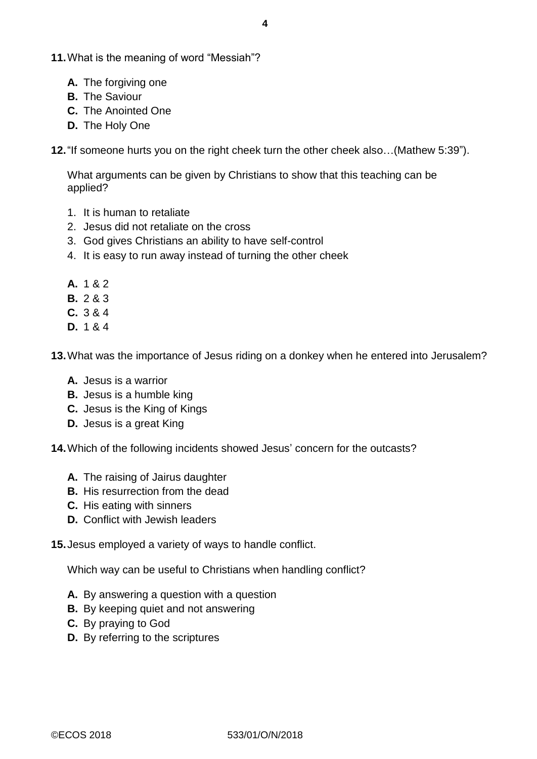**11.** What is the meaning of word "Messiah"?

- **A.** The forgiving one
- **B.** The Saviour
- **C.** The Anointed One
- **D.** The Holy One

**12.** "If someone hurts you on the right cheek turn the other cheek also…(Mathew 5:39").

What arguments can be given by Christians to show that this teaching can be applied?

1. It is human to retaliate
2. Jesus did not retaliate on the cross
3. God gives Christians an ability to have self-control
4. It is easy to run away instead of turning the other cheek

- **A.** 1 & 2
- **B.** 2 & 3
- **C.** 3 & 4
- **D.** 1 & 4

**13.** What was the importance of Jesus riding on a donkey when he entered into Jerusalem?

- **A.** Jesus is a warrior
- **B.** Jesus is a humble king
- **C.** Jesus is the King of Kings
- **D.** Jesus is a great King

**14.** Which of the following incidents showed Jesus' concern for the outcasts?

- **A.** The raising of Jairus daughter
- **B.** His resurrection from the dead
- **C.** His eating with sinners
- **D.** Conflict with Jewish leaders

**15.** Jesus employed a variety of ways to handle conflict.

Which way can be useful to Christians when handling conflict?

- **A.** By answering a question with a question
- **B.** By keeping quiet and not answering
- **C.** By praying to God
- **D.** By referring to the scriptures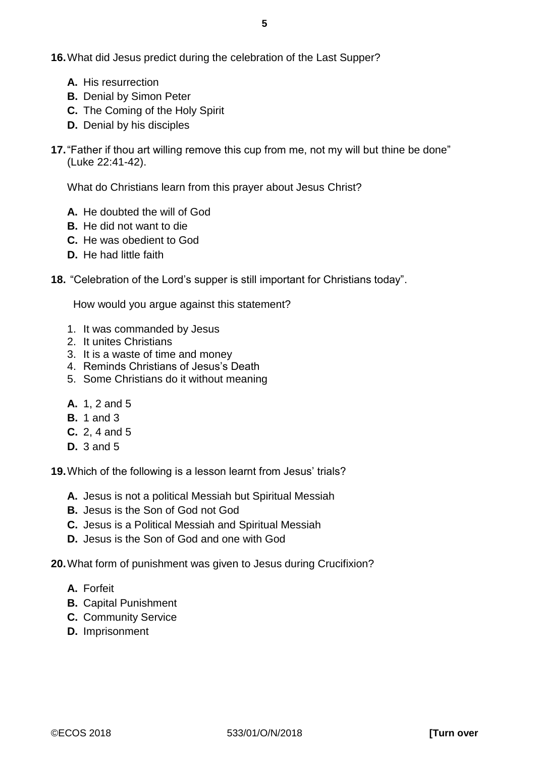**16.** What did Jesus predict during the celebration of the Last Supper?

**A.** His resurrection
**B.** Denial by Simon Peter
**C.** The Coming of the Holy Spirit
**D.** Denial by his disciples

**17.** "Father if thou art willing remove this cup from me, not my will but thine be done" (Luke 22:41-42).

What do Christians learn from this prayer about Jesus Christ?

**A.** He doubted the will of God
**B.** He did not want to die
**C.** He was obedient to God
**D.** He had little faith

**18.** "Celebration of the Lord's supper is still important for Christians today".

How would you argue against this statement?

1. It was commanded by Jesus
2. It unites Christians
3. It is a waste of time and money
4. Reminds Christians of Jesus's Death
5. Some Christians do it without meaning

**A.** 1, 2 and 5
**B.** 1 and 3
**C.** 2, 4 and 5
**D.** 3 and 5

**19.** Which of the following is a lesson learnt from Jesus' trials?

**A.** Jesus is not a political Messiah but Spiritual Messiah
**B.** Jesus is the Son of God not God
**C.** Jesus is a Political Messiah and Spiritual Messiah
**D.** Jesus is the Son of God and one with God

**20.** What form of punishment was given to Jesus during Crucifixion?

**A.** Forfeit
**B.** Capital Punishment
**C.** Community Service
**D.** Imprisonment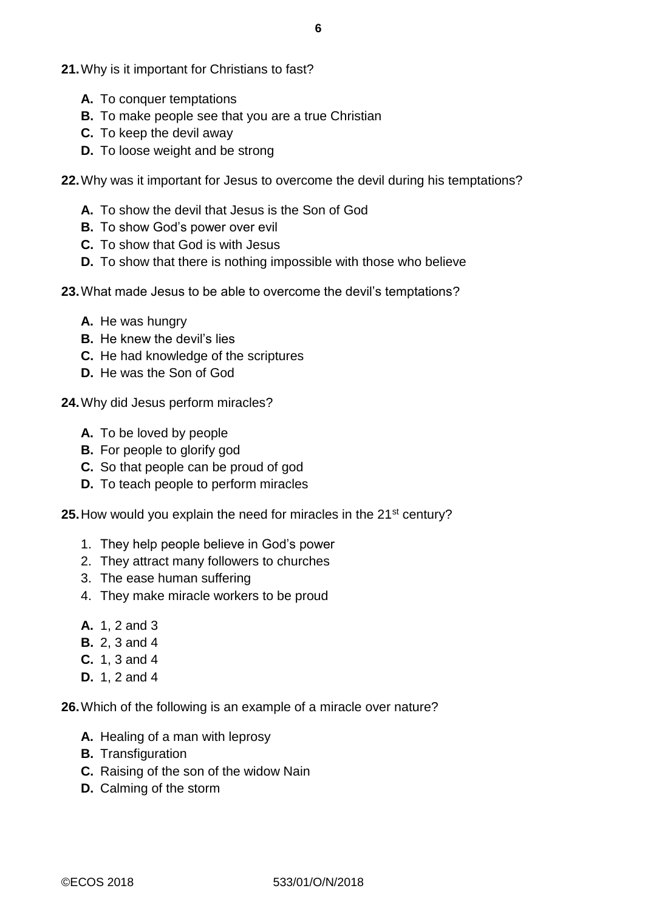**21.** Why is it important for Christians to fast?

**A.** To conquer temptations
**B.** To make people see that you are a true Christian
**C.** To keep the devil away
**D.** To loose weight and be strong

**22.** Why was it important for Jesus to overcome the devil during his temptations?

**A.** To show the devil that Jesus is the Son of God
**B.** To show God's power over evil
**C.** To show that God is with Jesus
**D.** To show that there is nothing impossible with those who believe

**23.** What made Jesus to be able to overcome the devil's temptations?

**A.** He was hungry
**B.** He knew the devil's lies
**C.** He had knowledge of the scriptures
**D.** He was the Son of God

**24.** Why did Jesus perform miracles?

**A.** To be loved by people
**B.** For people to glorify god
**C.** So that people can be proud of god
**D.** To teach people to perform miracles

**25.** How would you explain the need for miracles in the 21st century?

1. They help people believe in God's power
2. They attract many followers to churches
3. The ease human suffering
4. They make miracle workers to be proud

**A.** 1, 2 and 3
**B.** 2, 3 and 4
**C.** 1, 3 and 4
**D.** 1, 2 and 4

**26.** Which of the following is an example of a miracle over nature?

**A.** Healing of a man with leprosy
**B.** Transfiguration
**C.** Raising of the son of the widow Nain
**D.** Calming of the storm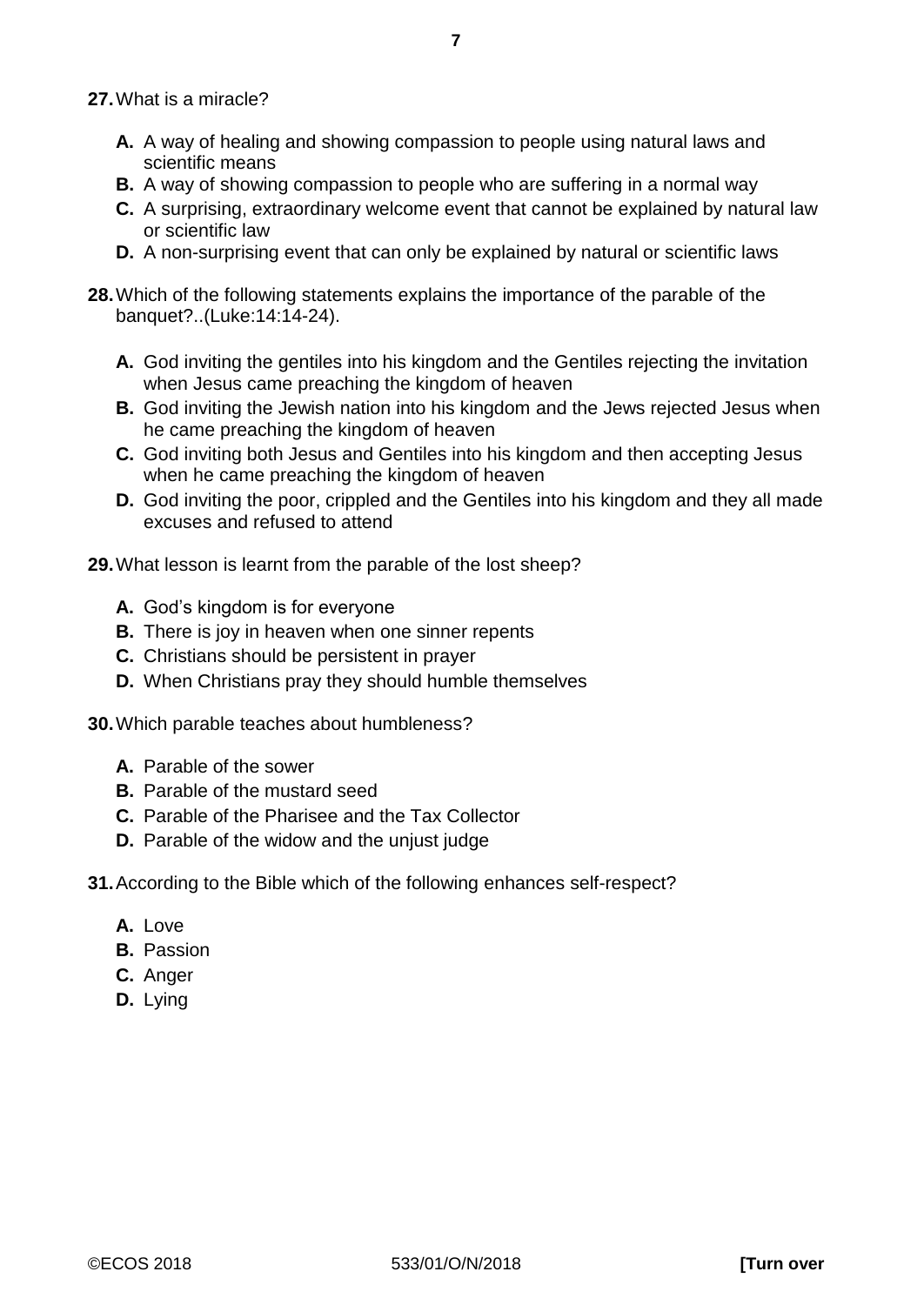**27.** What is a miracle?

- **A.** A way of healing and showing compassion to people using natural laws and scientific means
- **B.** A way of showing compassion to people who are suffering in a normal way
- **C.** A surprising, extraordinary welcome event that cannot be explained by natural law or scientific law
- **D.** A non-surprising event that can only be explained by natural or scientific laws

**28.** Which of the following statements explains the importance of the parable of the banquet?..(Luke:14:14-24).

- **A.** God inviting the gentiles into his kingdom and the Gentiles rejecting the invitation when Jesus came preaching the kingdom of heaven
- **B.** God inviting the Jewish nation into his kingdom and the Jews rejected Jesus when he came preaching the kingdom of heaven
- **C.** God inviting both Jesus and Gentiles into his kingdom and then accepting Jesus when he came preaching the kingdom of heaven
- **D.** God inviting the poor, crippled and the Gentiles into his kingdom and they all made excuses and refused to attend

**29.** What lesson is learnt from the parable of the lost sheep?

- **A.** God's kingdom is for everyone
- **B.** There is joy in heaven when one sinner repents
- **C.** Christians should be persistent in prayer
- **D.** When Christians pray they should humble themselves

**30.** Which parable teaches about humbleness?

- **A.** Parable of the sower
- **B.** Parable of the mustard seed
- **C.** Parable of the Pharisee and the Tax Collector
- **D.** Parable of the widow and the unjust judge

**31.** According to the Bible which of the following enhances self-respect?

- **A.** Love
- **B.** Passion
- **C.** Anger
- **D.** Lying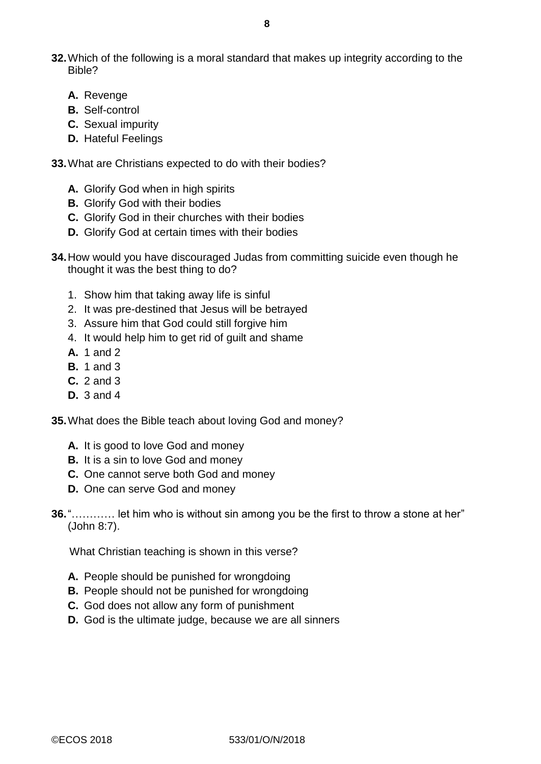**32.** Which of the following is a moral standard that makes up integrity according to the Bible?

- **A.** Revenge
- **B.** Self-control
- **C.** Sexual impurity
- **D.** Hateful Feelings

**33.** What are Christians expected to do with their bodies?

- **A.** Glorify God when in high spirits
- **B.** Glorify God with their bodies
- **C.** Glorify God in their churches with their bodies
- **D.** Glorify God at certain times with their bodies

**34.** How would you have discouraged Judas from committing suicide even though he thought it was the best thing to do?

1. Show him that taking away life is sinful
2. It was pre-destined that Jesus will be betrayed
3. Assure him that God could still forgive him
4. It would help him to get rid of guilt and shame

- **A.** 1 and 2
- **B.** 1 and 3
- **C.** 2 and 3
- **D.** 3 and 4

**35.** What does the Bible teach about loving God and money?

- **A.** It is good to love God and money
- **B.** It is a sin to love God and money
- **C.** One cannot serve both God and money
- **D.** One can serve God and money

**36.** "………… let him who is without sin among you be the first to throw a stone at her" (John 8:7).

What Christian teaching is shown in this verse?

- **A.** People should be punished for wrongdoing
- **B.** People should not be punished for wrongdoing
- **C.** God does not allow any form of punishment
- **D.** God is the ultimate judge, because we are all sinners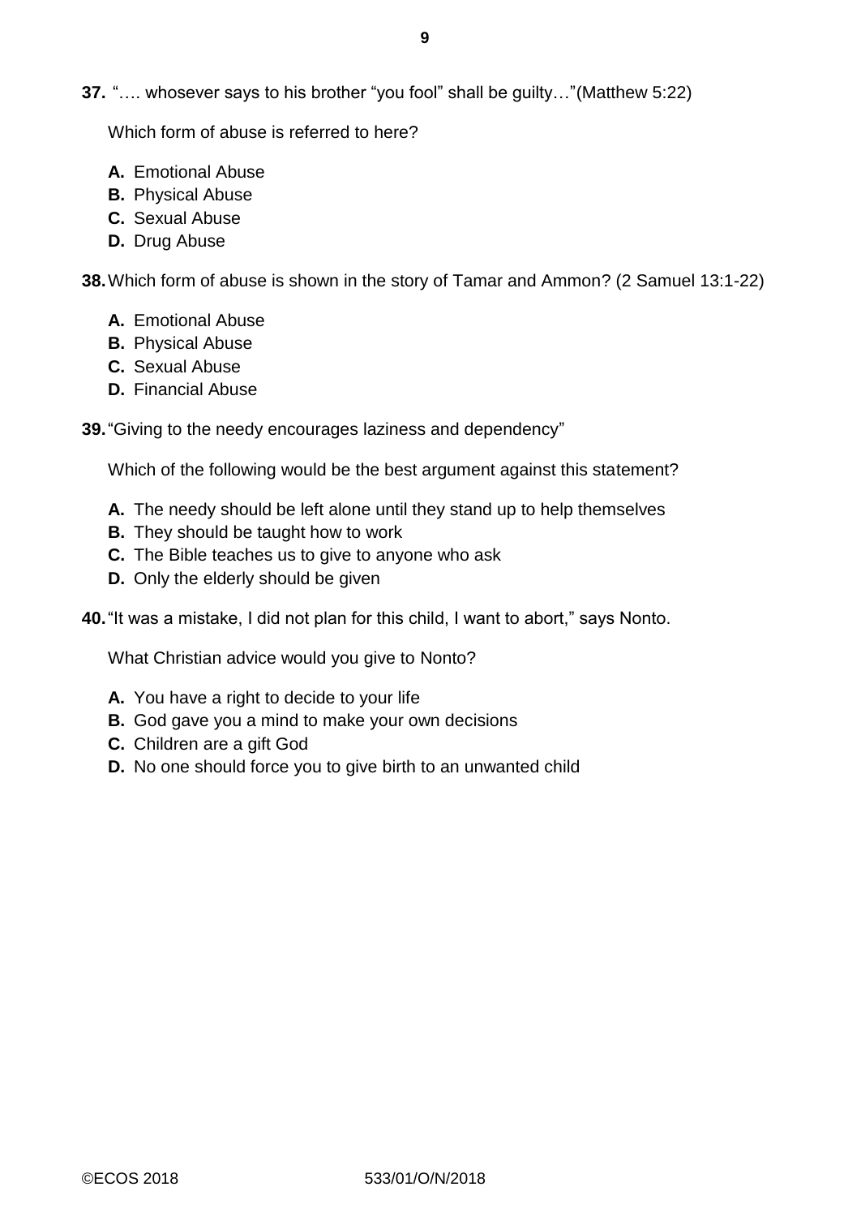**37.** "…. whosever says to his brother "you fool" shall be guilty…"(Matthew 5:22)

Which form of abuse is referred to here?

**A.** Emotional Abuse
**B.** Physical Abuse
**C.** Sexual Abuse
**D.** Drug Abuse

**38.** Which form of abuse is shown in the story of Tamar and Ammon? (2 Samuel 13:1-22)

**A.** Emotional Abuse
**B.** Physical Abuse
**C.** Sexual Abuse
**D.** Financial Abuse

**39.** "Giving to the needy encourages laziness and dependency"

Which of the following would be the best argument against this statement?

**A.** The needy should be left alone until they stand up to help themselves
**B.** They should be taught how to work
**C.** The Bible teaches us to give to anyone who ask
**D.** Only the elderly should be given

**40.** "It was a mistake, I did not plan for this child, I want to abort," says Nonto.

What Christian advice would you give to Nonto?

**A.** You have a right to decide to your life
**B.** God gave you a mind to make your own decisions
**C.** Children are a gift God
**D.** No one should force you to give birth to an unwanted child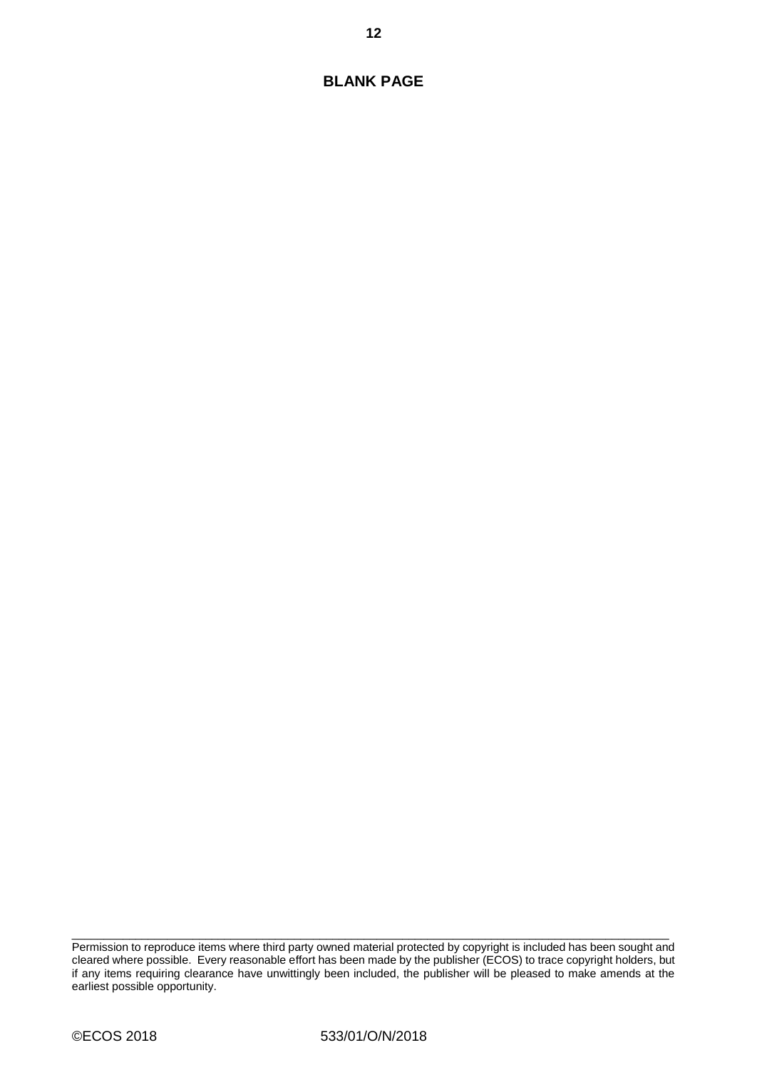**BLANK PAGE**

Permission to reproduce items where third party owned material protected by copyright is included has been sought and cleared where possible. Every reasonable effort has been made by the publisher (ECOS) to trace copyright holders, but if any items requiring clearance have unwittingly been included, the publisher will be pleased to make amends at the earliest possible opportunity.

©ECOS 2018 533/01/O/N/2018